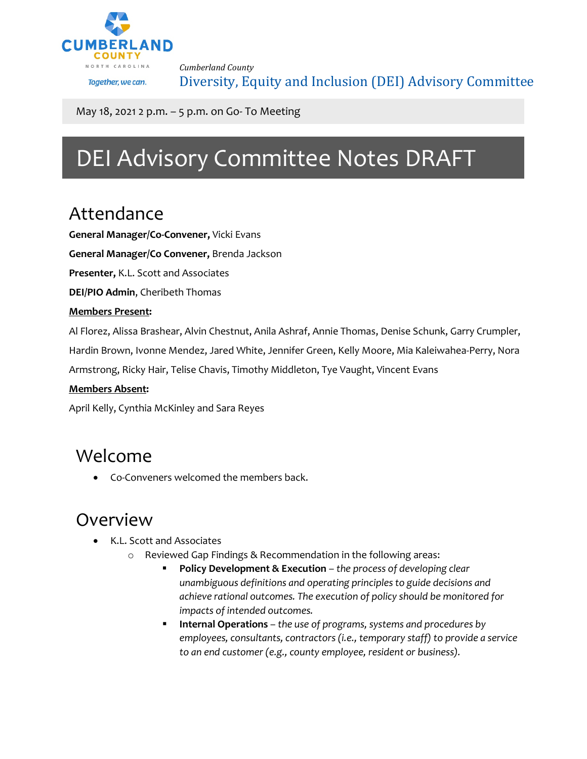Cumberland County

Together, we can.

*Cumberland County*

Diversity, Equity and Inclusion (DEI) Advisory Committee

May 18, 2021 2 p.m. – 5 p.m. on Go- To Meeting

# DEI Advisory Committee Notes DRAFT

## Attendance

**General Manager/Co-Convener,** Vicki Evans

**General Manager/Co Convener,** Brenda Jackson

**Presenter,** K.L. Scott and Associates

**DEI/PIO Admin**, Cheribeth Thomas

**Members Present:**

Al Florez, Alissa Brashear, Alvin Chestnut, Anila Ashraf, Annie Thomas, Denise Schunk, Garry Crumpler, Hardin Brown, Ivonne Mendez, Jared White, Jennifer Green, Kelly Moore, Mia Kaleiwahea-Perry, Nora Armstrong, Ricky Hair, Telise Chavis, Timothy Middleton, Tye Vaught, Vincent Evans

**Members Absent:**

April Kelly, Cynthia McKinley and Sara Reyes

## Welcome

- Co-Conveners welcomed the members back.

## Overview

- K.L. Scott and Associates
  - Reviewed Gap Findings & Recommendation in the following areas:
    - **Policy Development & Execution** – *the process of developing clear unambiguous definitions and operating principles to guide decisions and achieve rational outcomes. The execution of policy should be monitored for impacts of intended outcomes.*
    - **Internal Operations** – *the use of programs, systems and procedures by employees, consultants, contractors (i.e., temporary staff) to provide a service to an end customer (e.g., county employee, resident or business).*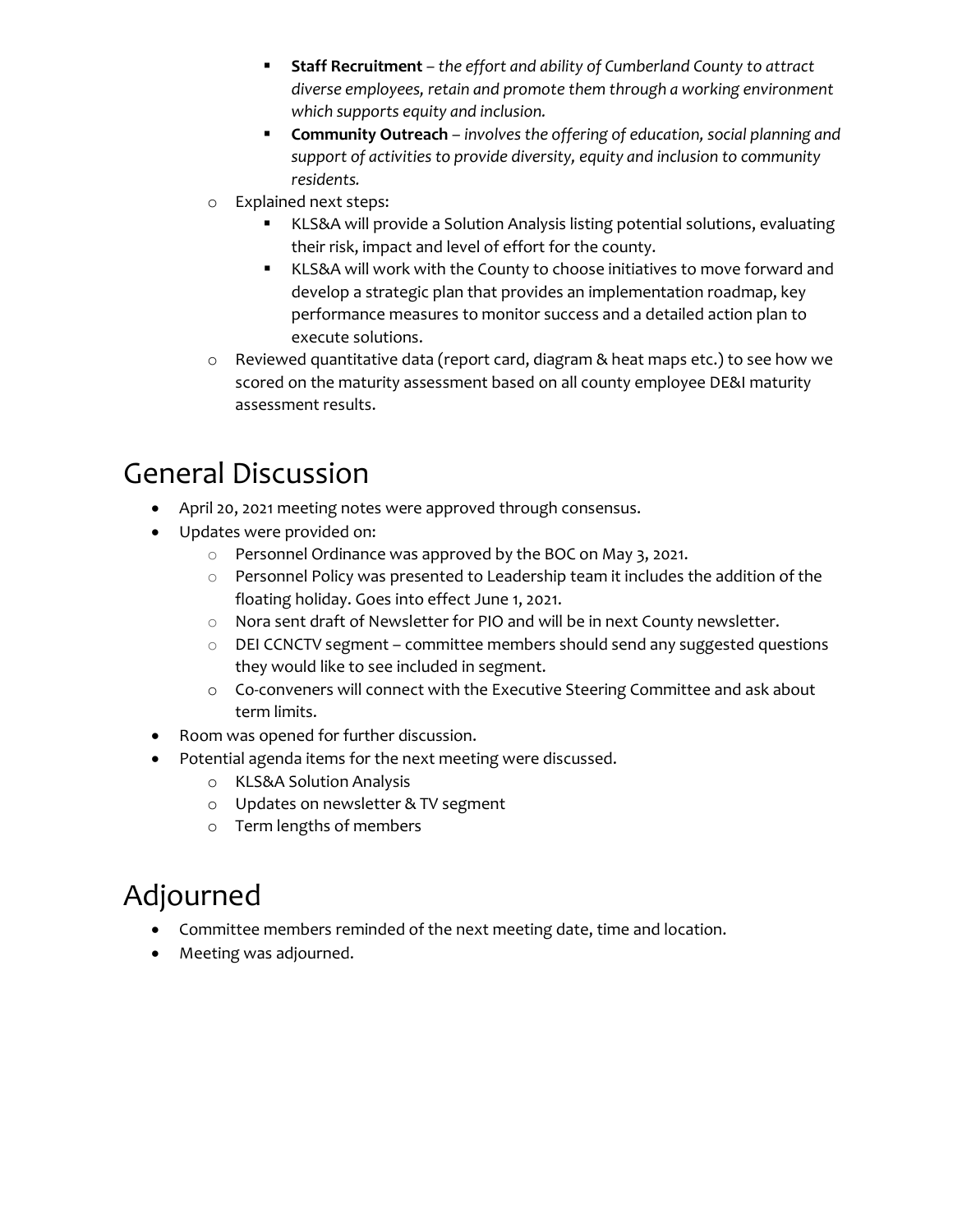- **Staff Recruitment** – *the effort and ability of Cumberland County to attract diverse employees, retain and promote them through a working environment which supports equity and inclusion.*
    - **Community Outreach** – *involves the offering of education, social planning and support of activities to provide diversity, equity and inclusion to community residents.*
  - Explained next steps:
    - KLS&A will provide a Solution Analysis listing potential solutions, evaluating their risk, impact and level of effort for the county.
    - KLS&A will work with the County to choose initiatives to move forward and develop a strategic plan that provides an implementation roadmap, key performance measures to monitor success and a detailed action plan to execute solutions.
  - Reviewed quantitative data (report card, diagram & heat maps etc.) to see how we scored on the maturity assessment based on all county employee DE&I maturity assessment results.

# General Discussion

- April 20, 2021 meeting notes were approved through consensus.
- Updates were provided on:
  - Personnel Ordinance was approved by the BOC on May 3, 2021.
  - Personnel Policy was presented to Leadership team it includes the addition of the floating holiday. Goes into effect June 1, 2021.
  - Nora sent draft of Newsletter for PIO and will be in next County newsletter.
  - DEI CCNCTV segment – committee members should send any suggested questions they would like to see included in segment.
  - Co-conveners will connect with the Executive Steering Committee and ask about term limits.
- Room was opened for further discussion.
- Potential agenda items for the next meeting were discussed.
  - KLS&A Solution Analysis
  - Updates on newsletter & TV segment
  - Term lengths of members

# Adjourned

- Committee members reminded of the next meeting date, time and location.
- Meeting was adjourned.